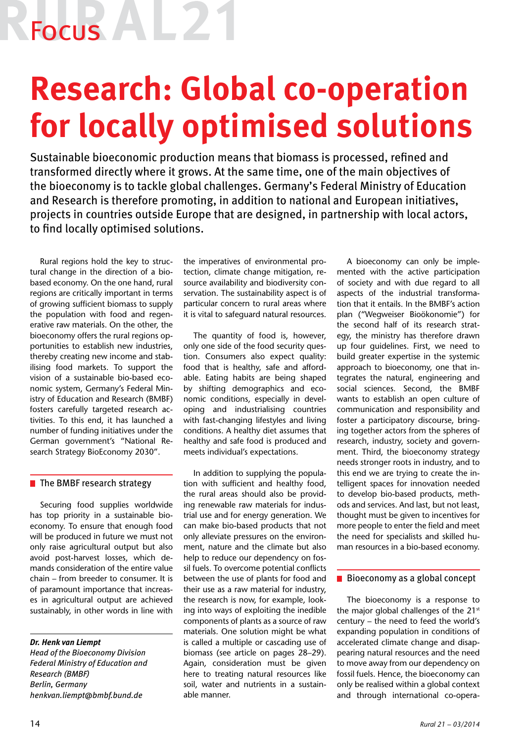Focus

# Research: Global co-operation for locally optimised solutions

Sustainable bioeconomic production means that biomass is processed, refined and transformed directly where it grows. At the same time, one of the main objectives of the bioeconomy is to tackle global challenges. Germany's Federal Ministry of Education and Research is therefore promoting, in addition to national and European initiatives, projects in countries outside Europe that are designed, in partnership with local actors, to find locally optimised solutions.

Rural regions hold the key to structural change in the direction of a bio-based economy. On the one hand, rural regions are critically important in terms of growing sufficient biomass to supply the population with food and regenerative raw materials. On the other, the bioeconomy offers the rural regions opportunities to establish new industries, thereby creating new income and stabilising food markets. To support the vision of a sustainable bio-based economic system, Germany's Federal Ministry of Education and Research (BMBF) fosters carefully targeted research activities. To this end, it has launched a number of funding initiatives under the German government's "National Research Strategy BioEconomy 2030".

## The BMBF research strategy

Securing food supplies worldwide has top priority in a sustainable bioeconomy. To ensure that enough food will be produced in future we must not only raise agricultural output but also avoid post-harvest losses, which demands consideration of the entire value chain – from breeder to consumer. It is of paramount importance that increases in agricultural output are achieved sustainably, in other words in line with the imperatives of environmental protection, climate change mitigation, resource availability and biodiversity conservation. The sustainability aspect is of particular concern to rural areas where it is vital to safeguard natural resources.

The quantity of food is, however, only one side of the food security question. Consumers also expect quality: food that is healthy, safe and affordable. Eating habits are being shaped by shifting demographics and economic conditions, especially in developing and industrialising countries with fast-changing lifestyles and living conditions. A healthy diet assumes that healthy and safe food is produced and meets individual's expectations.

In addition to supplying the population with sufficient and healthy food, the rural areas should also be providing renewable raw materials for industrial use and for energy generation. We can make bio-based products that not only alleviate pressures on the environment, nature and the climate but also help to reduce our dependency on fossil fuels. To overcome potential conflicts between the use of plants for food and their use as a raw material for industry, the research is now, for example, looking into ways of exploiting the inedible components of plants as a source of raw materials. One solution might be what is called a multiple or cascading use of biomass (see article on pages 28–29). Again, consideration must be given here to treating natural resources like soil, water and nutrients in a sustainable manner.

A bioeconomy can only be implemented with the active participation of society and with due regard to all aspects of the industrial transformation that it entails. In the BMBF's action plan ("Wegweiser Bioökonomie") for the second half of its research strategy, the ministry has therefore drawn up four guidelines. First, we need to build greater expertise in the systemic approach to bioeconomy, one that integrates the natural, engineering and social sciences. Second, the BMBF wants to establish an open culture of communication and responsibility and foster a participatory discourse, bringing together actors from the spheres of research, industry, society and government. Third, the bioeconomy strategy needs stronger roots in industry, and to this end we are trying to create the intelligent spaces for innovation needed to develop bio-based products, methods and services. And last, but not least, thought must be given to incentives for more people to enter the field and meet the need for specialists and skilled human resources in a bio-based economy.

## Bioeconomy as a global concept

The bioeconomy is a response to the major global challenges of the 21st century – the need to feed the world's expanding population in conditions of accelerated climate change and disappearing natural resources and the need to move away from our dependency on fossil fuels. Hence, the bioeconomy can only be realised within a global context and through international co-opera-

***Dr. Henk van Liempt***
*Head of the Bioeconomy Division*
*Federal Ministry of Education and Research (BMBF)*
*Berlin, Germany*
*henkvan.liempt@bmbf.bund.de*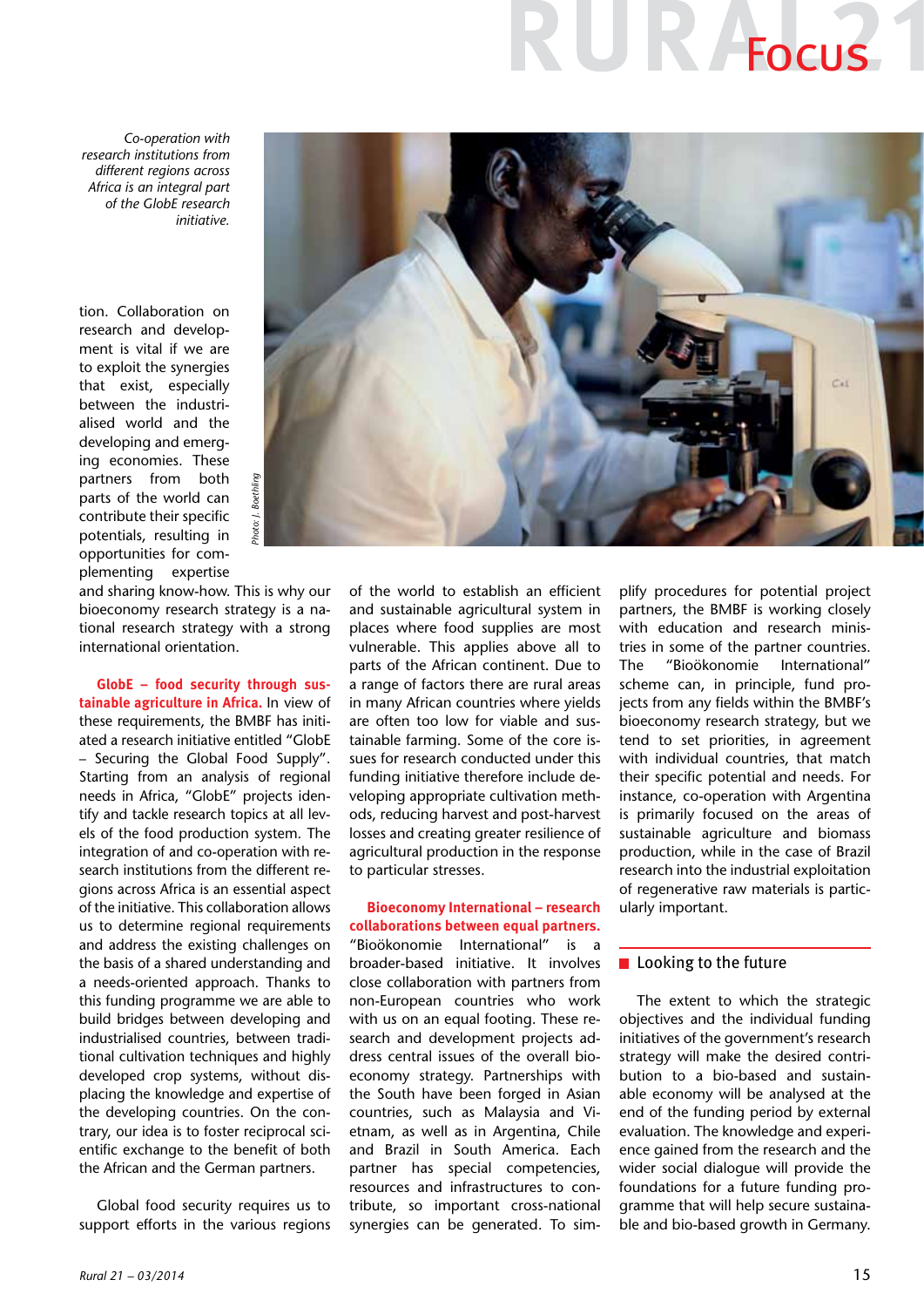*Co-operation with research institutions from different regions across Africa is an integral part of the GlobE research initiative.*

tion. Collaboration on research and development is vital if we are to exploit the synergies that exist, especially between the industrialised world and the developing and emerging economies. These partners from both parts of the world can contribute their specific potentials, resulting in opportunities for complementing expertise and sharing know-how. This is why our bioeconomy research strategy is a national research strategy with a strong international orientation.

**GlobE – food security through sustainable agriculture in Africa.** In view of these requirements, the BMBF has initiated a research initiative entitled "GlobE – Securing the Global Food Supply". Starting from an analysis of regional needs in Africa, "GlobE" projects identify and tackle research topics at all levels of the food production system. The integration of and co-operation with research institutions from the different regions across Africa is an essential aspect of the initiative. This collaboration allows us to determine regional requirements and address the existing challenges on the basis of a shared understanding and a needs-oriented approach. Thanks to this funding programme we are able to build bridges between developing and industrialised countries, between traditional cultivation techniques and highly developed crop systems, without displacing the knowledge and expertise of the developing countries. On the contrary, our idea is to foster reciprocal scientific exchange to the benefit of both the African and the German partners.

Global food security requires us to support efforts in the various regions of the world to establish an efficient and sustainable agricultural system in places where food supplies are most vulnerable. This applies above all to parts of the African continent. Due to a range of factors there are rural areas in many African countries where yields are often too low for viable and sustainable farming. Some of the core issues for research conducted under this funding initiative therefore include developing appropriate cultivation methods, reducing harvest and post-harvest losses and creating greater resilience of agricultural production in the response to particular stresses.

**Bioeconomy International – research collaborations between equal partners.** "Bioökonomie International" is a broader-based initiative. It involves close collaboration with partners from non-European countries who work with us on an equal footing. These research and development projects address central issues of the overall bioeconomy strategy. Partnerships with the South have been forged in Asian countries, such as Malaysia and Vietnam, as well as in Argentina, Chile and Brazil in South America. Each partner has special competencies, resources and infrastructures to contribute, so important cross-national synergies can be generated. To simplify procedures for potential project partners, the BMBF is working closely with education and research ministries in some of the partner countries. The "Bioökonomie International" scheme can, in principle, fund projects from any fields within the BMBF's bioeconomy research strategy, but we tend to set priorities, in agreement with individual countries, that match their specific potential and needs. For instance, co-operation with Argentina is primarily focused on the areas of sustainable agriculture and biomass production, while in the case of Brazil research into the industrial exploitation of regenerative raw materials is particularly important.

## Looking to the future

The extent to which the strategic objectives and the individual funding initiatives of the government's research strategy will make the desired contribution to a bio-based and sustainable economy will be analysed at the end of the funding period by external evaluation. The knowledge and experience gained from the research and the wider social dialogue will provide the foundations for a future funding programme that will help secure sustainable and bio-based growth in Germany.